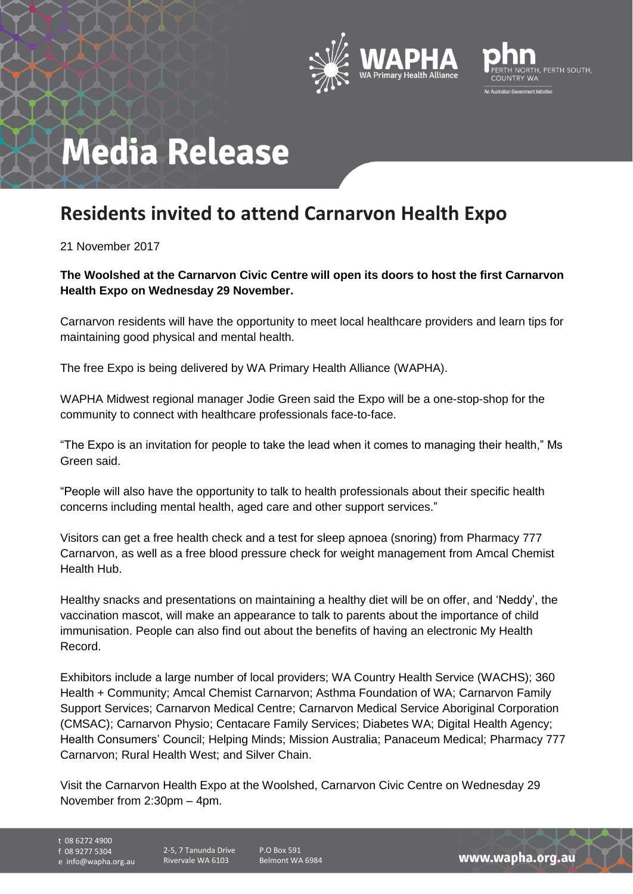# Media Release

## Residents invited to attend Carnarvon Health Expo

21 November 2017

**The Woolshed at the Carnarvon Civic Centre will open its doors to host the first Carnarvon Health Expo on Wednesday 29 November.**

Carnarvon residents will have the opportunity to meet local healthcare providers and learn tips for maintaining good physical and mental health.

The free Expo is being delivered by WA Primary Health Alliance (WAPHA).

WAPHA Midwest regional manager Jodie Green said the Expo will be a one-stop-shop for the community to connect with healthcare professionals face-to-face.

"The Expo is an invitation for people to take the lead when it comes to managing their health," Ms Green said.

"People will also have the opportunity to talk to health professionals about their specific health concerns including mental health, aged care and other support services."

Visitors can get a free health check and a test for sleep apnoea (snoring) from Pharmacy 777 Carnarvon, as well as a free blood pressure check for weight management from Amcal Chemist Health Hub.

Healthy snacks and presentations on maintaining a healthy diet will be on offer, and 'Neddy', the vaccination mascot, will make an appearance to talk to parents about the importance of child immunisation. People can also find out about the benefits of having an electronic My Health Record.

Exhibitors include a large number of local providers; WA Country Health Service (WACHS); 360 Health + Community; Amcal Chemist Carnarvon; Asthma Foundation of WA; Carnarvon Family Support Services; Carnarvon Medical Centre; Carnarvon Medical Service Aboriginal Corporation (CMSAC); Carnarvon Physio; Centacare Family Services; Diabetes WA; Digital Health Agency; Health Consumers' Council; Helping Minds; Mission Australia; Panaceum Medical; Pharmacy 777 Carnarvon; Rural Health West; and Silver Chain.

Visit the Carnarvon Health Expo at the Woolshed, Carnarvon Civic Centre on Wednesday 29 November from 2:30pm – 4pm.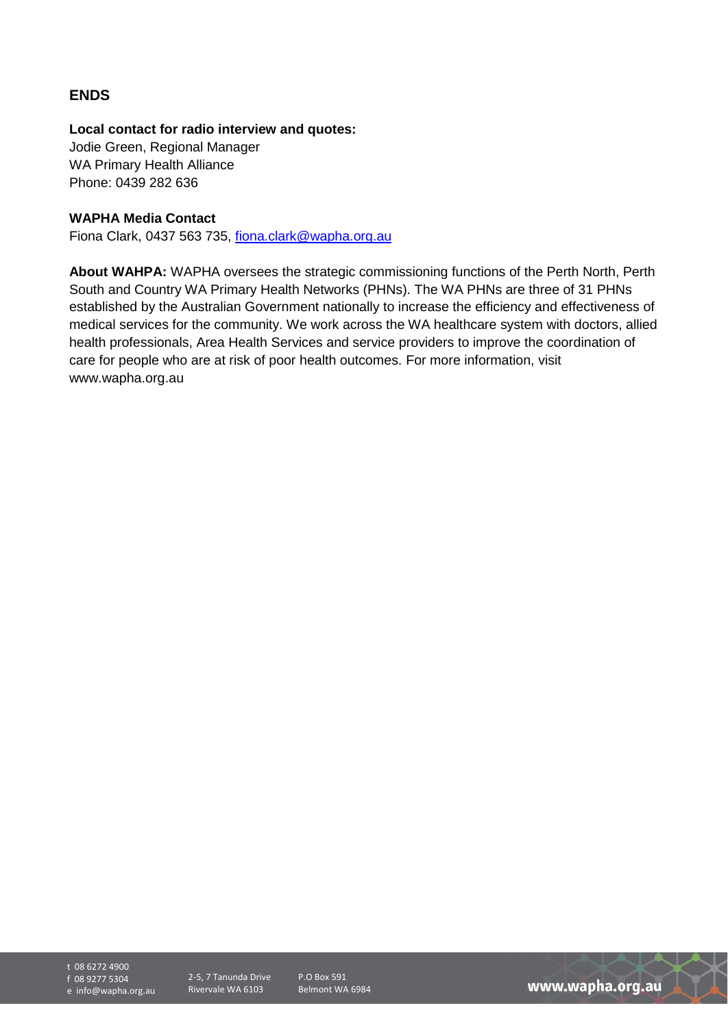**ENDS**

**Local contact for radio interview and quotes:**
Jodie Green, Regional Manager
WA Primary Health Alliance
Phone: 0439 282 636

**WAPHA Media Contact**
Fiona Clark, 0437 563 735, fiona.clark@wapha.org.au

**About WAHPA:** WAPHA oversees the strategic commissioning functions of the Perth North, Perth South and Country WA Primary Health Networks (PHNs). The WA PHNs are three of 31 PHNs established by the Australian Government nationally to increase the efficiency and effectiveness of medical services for the community. We work across the WA healthcare system with doctors, allied health professionals, Area Health Services and service providers to improve the coordination of care for people who are at risk of poor health outcomes. For more information, visit www.wapha.org.au

t 08 6272 4900
f 08 9277 5304
e info@wapha.org.au

2-5, 7 Tanunda Drive
Rivervale WA 6103

P.O Box 591
Belmont WA 6984

www.wapha.org.au